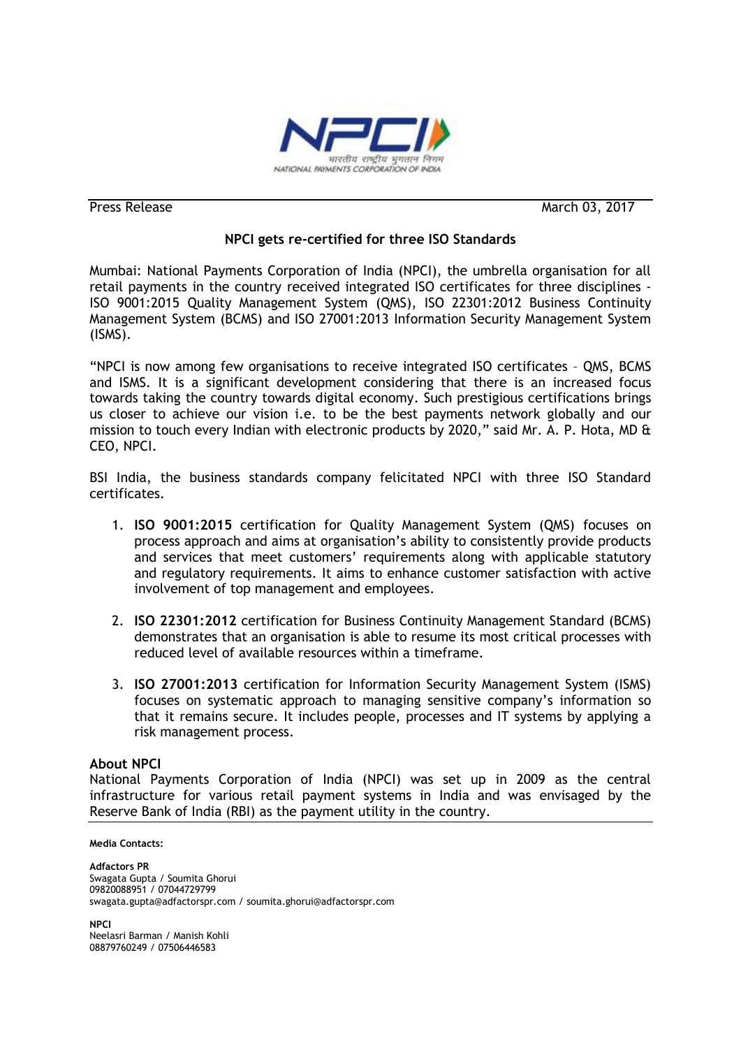Press Release March 03, 2017

## NPCI gets re-certified for three ISO Standards

Mumbai: National Payments Corporation of India (NPCI), the umbrella organisation for all retail payments in the country received integrated ISO certificates for three disciplines - ISO 9001:2015 Quality Management System (QMS), ISO 22301:2012 Business Continuity Management System (BCMS) and ISO 27001:2013 Information Security Management System (ISMS).

"NPCI is now among few organisations to receive integrated ISO certificates – QMS, BCMS and ISMS. It is a significant development considering that there is an increased focus towards taking the country towards digital economy. Such prestigious certifications brings us closer to achieve our vision i.e. to be the best payments network globally and our mission to touch every Indian with electronic products by 2020," said Mr. A. P. Hota, MD & CEO, NPCI.

BSI India, the business standards company felicitated NPCI with three ISO Standard certificates.

1. **ISO 9001:2015** certification for Quality Management System (QMS) focuses on process approach and aims at organisation's ability to consistently provide products and services that meet customers' requirements along with applicable statutory and regulatory requirements. It aims to enhance customer satisfaction with active involvement of top management and employees.

2. **ISO 22301:2012** certification for Business Continuity Management Standard (BCMS) demonstrates that an organisation is able to resume its most critical processes with reduced level of available resources within a timeframe.

3. **ISO 27001:2013** certification for Information Security Management System (ISMS) focuses on systematic approach to managing sensitive company's information so that it remains secure. It includes people, processes and IT systems by applying a risk management process.

### About NPCI

National Payments Corporation of India (NPCI) was set up in 2009 as the central infrastructure for various retail payment systems in India and was envisaged by the Reserve Bank of India (RBI) as the payment utility in the country.

**Media Contacts:**

**Adfactors PR**
Swagata Gupta / Soumita Ghorui
09820088951 / 07044729799
swagata.gupta@adfactorspr.com / soumita.ghorui@adfactorspr.com

**NPCI**
Neelasri Barman / Manish Kohli
08879760249 / 07506446583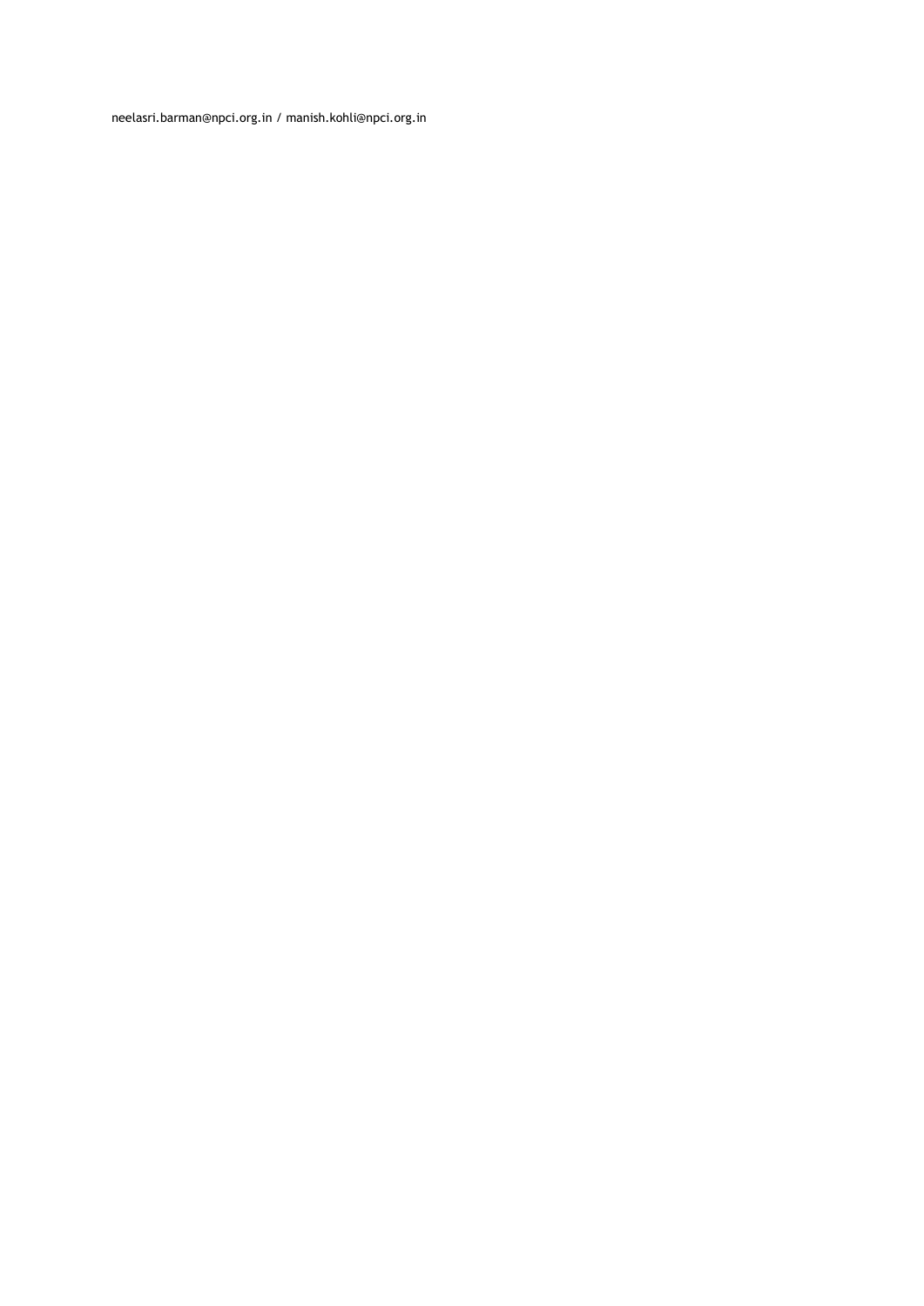neelasri.barman@npci.org.in / manish.kohli@npci.org.in